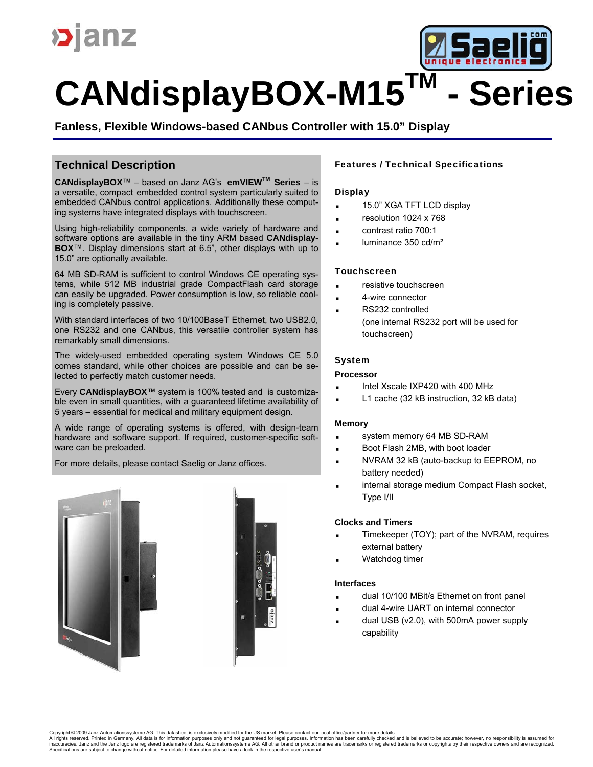# CANdisplayBOX-M15™ - Series

**Fanless, Flexible Windows-based CANbus Controller with 15.0" Display**

## Technical Description

**CANdisplayBOX**™ – based on Janz AG's **emVIEW™ Series** – is a versatile, compact embedded control system particularly suited to embedded CANbus control applications. Additionally these computing systems have integrated displays with touchscreen.

Using high-reliability components, a wide variety of hardware and software options are available in the tiny ARM based **CANdisplay-BOX**™. Display dimensions start at 6.5", other displays with up to 15.0" are optionally available.

64 MB SD-RAM is sufficient to control Windows CE operating systems, while 512 MB industrial grade CompactFlash card storage can easily be upgraded. Power consumption is low, so reliable cooling is completely passive.

With standard interfaces of two 10/100BaseT Ethernet, two USB2.0, one RS232 and one CANbus, this versatile controller system has remarkably small dimensions.

The widely-used embedded operating system Windows CE 5.0 comes standard, while other choices are possible and can be selected to perfectly match customer needs.

Every **CANdisplayBOX**™ system is 100% tested and is customizable even in small quantities, with a guaranteed lifetime availability of 5 years – essential for medical and military equipment design.

A wide range of operating systems is offered, with design-team hardware and software support. If required, customer-specific software can be preloaded.

For more details, please contact Saelig or Janz offices.

## Features / Technical Specifications

### Display

- 15.0" XGA TFT LCD display
- resolution 1024 x 768
- contrast ratio 700:1
- luminance 350 cd/m²

### Touchscreen

- resistive touchscreen
- 4-wire connector
- RS232 controlled
  (one internal RS232 port will be used for touchscreen)

### System

**Processor**

- Intel Xscale IXP420 with 400 MHz
- L1 cache (32 kB instruction, 32 kB data)

**Memory**

- system memory 64 MB SD-RAM
- Boot Flash 2MB, with boot loader
- NVRAM 32 kB (auto-backup to EEPROM, no battery needed)
- internal storage medium Compact Flash socket, Type I/II

**Clocks and Timers**

- Timekeeper (TOY); part of the NVRAM, requires external battery
- Watchdog timer

**Interfaces**

- dual 10/100 MBit/s Ethernet on front panel
- dual 4-wire UART on internal connector
- dual USB (v2.0), with 500mA power supply capability

Copyright © 2009 Janz Automationssysteme AG. This datasheet is exclusively modified for the US market. Please contact our local office/partner for more details.
All rights reserved. Printed in Germany. All data is for information purposes only and not guaranteed for legal purposes. Information has been carefully checked and is believed to be accurate; however, no responsibility is assumed for inaccuracies. Janz and the Janz logo are registered trademarks of Janz Automationssysteme AG. All other brand or product names are trademarks or registered trademarks or copyrights by their respective owners and are recognized. Specifications are subject to change without notice. For detailed information please have a look in the respective user's manual.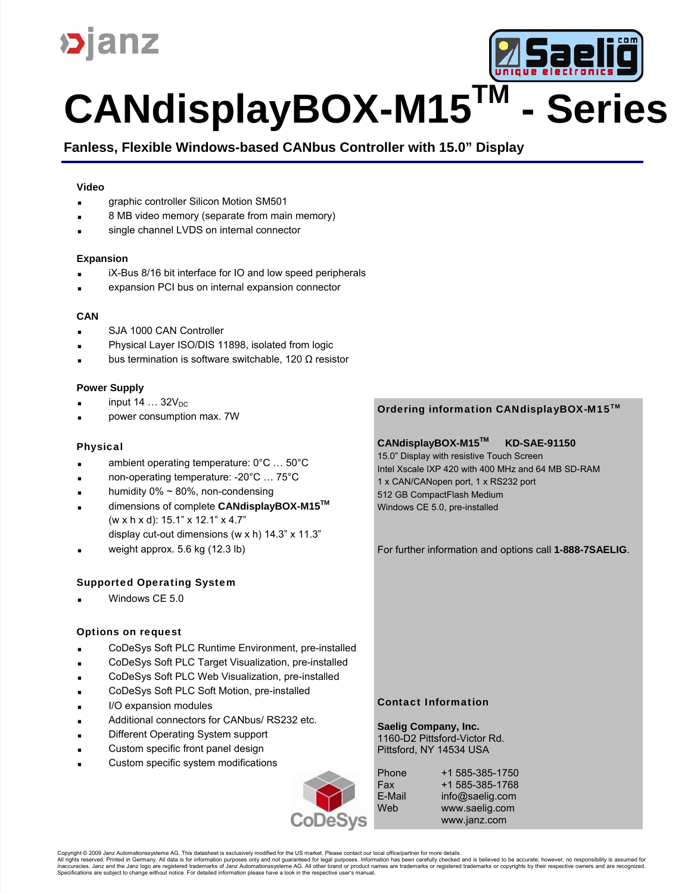# CANdisplayBOX-M15™ - Series

**Fanless, Flexible Windows-based CANbus Controller with 15.0" Display**

### Video

- graphic controller Silicon Motion SM501
- 8 MB video memory (separate from main memory)
- single channel LVDS on internal connector

### Expansion

- iX-Bus 8/16 bit interface for IO and low speed peripherals
- expansion PCI bus on internal expansion connector

### CAN

- SJA 1000 CAN Controller
- Physical Layer ISO/DIS 11898, isolated from logic
- bus termination is software switchable, 120 Ω resistor

### Power Supply

- input 14 … $32V_{DC}$
- power consumption max. 7W

### Physical

- ambient operating temperature: 0°C … 50°C
- non-operating temperature: -20°C … 75°C
- humidity 0% ~ 80%, non-condensing
- dimensions of complete **CANdisplayBOX-M15™** (w x h x d): 15.1" x 12.1" x 4.7"
  display cut-out dimensions (w x h) 14.3" x 11.3"
- weight approx. 5.6 kg (12.3 lb)

### Supported Operating System

- Windows CE 5.0

### Options on request

- CoDeSys Soft PLC Runtime Environment, pre-installed
- CoDeSys Soft PLC Target Visualization, pre-installed
- CoDeSys Soft PLC Web Visualization, pre-installed
- CoDeSys Soft PLC Soft Motion, pre-installed
- I/O expansion modules
- Additional connectors for CANbus/ RS232 etc.
- Different Operating System support
- Custom specific front panel design
- Custom specific system modifications

### Ordering information CANdisplayBOX-M15™

**CANdisplayBOX-M15™ KD-SAE-91150**
15.0" Display with resistive Touch Screen
Intel Xscale IXP 420 with 400 MHz and 64 MB SD-RAM
1 x CAN/CANopen port, 1 x RS232 port
512 GB CompactFlash Medium
Windows CE 5.0, pre-installed

For further information and options call **1-888-7SAELIG**.

### Contact Information

**Saelig Company, Inc.**
1160-D2 Pittsford-Victor Rd.
Pittsford, NY 14534 USA

| | |
|---|---|
| Phone | +1 585-385-1750 |
| Fax | +1 585-385-1768 |
| E-Mail | info@saelig.com |
| Web | www.saelig.com |
| | www.janz.com |

Copyright © 2009 Janz Automationssysteme AG. This datasheet is exclusively modified for the US market. Please contact our local office/partner for more details.
All rights reserved. Printed in Germany. All data is for information purposes only and not guaranteed for legal purposes. Information has been carefully checked and is believed to be accurate; however, no responsibility is assumed for inaccuracies. Janz and the Janz logo are registered trademarks of Janz Automationssysteme AG. All other brand or product names are trademarks or registered trademarks or copyrights by their respective owners and are recognized.
Specifications are subject to change without notice. For detailed information please have a look in the respective user's manual.